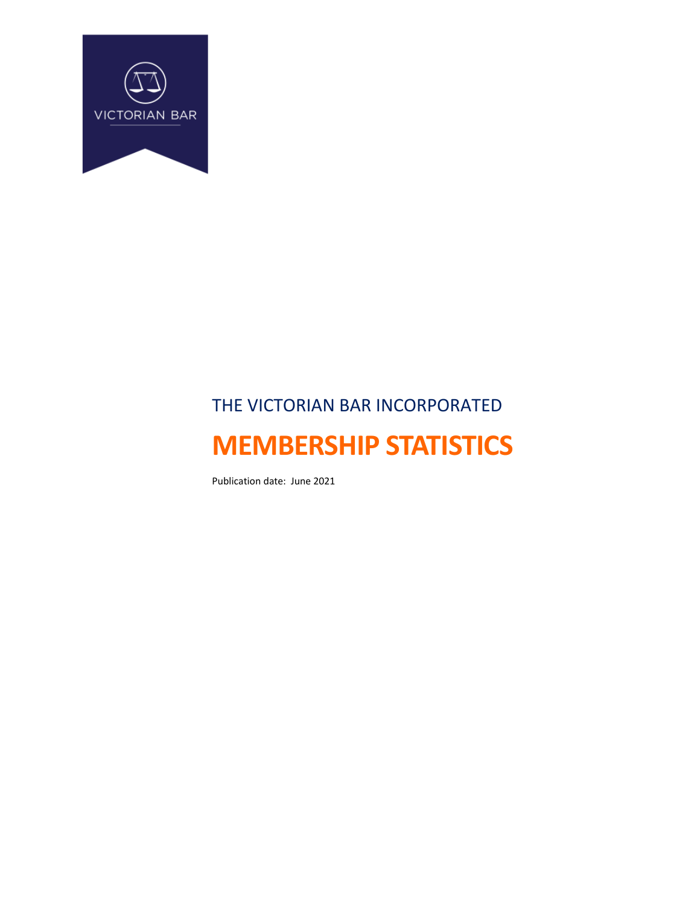VICTORIAN BAR

THE VICTORIAN BAR INCORPORATED

# MEMBERSHIP STATISTICS

Publication date: June 2021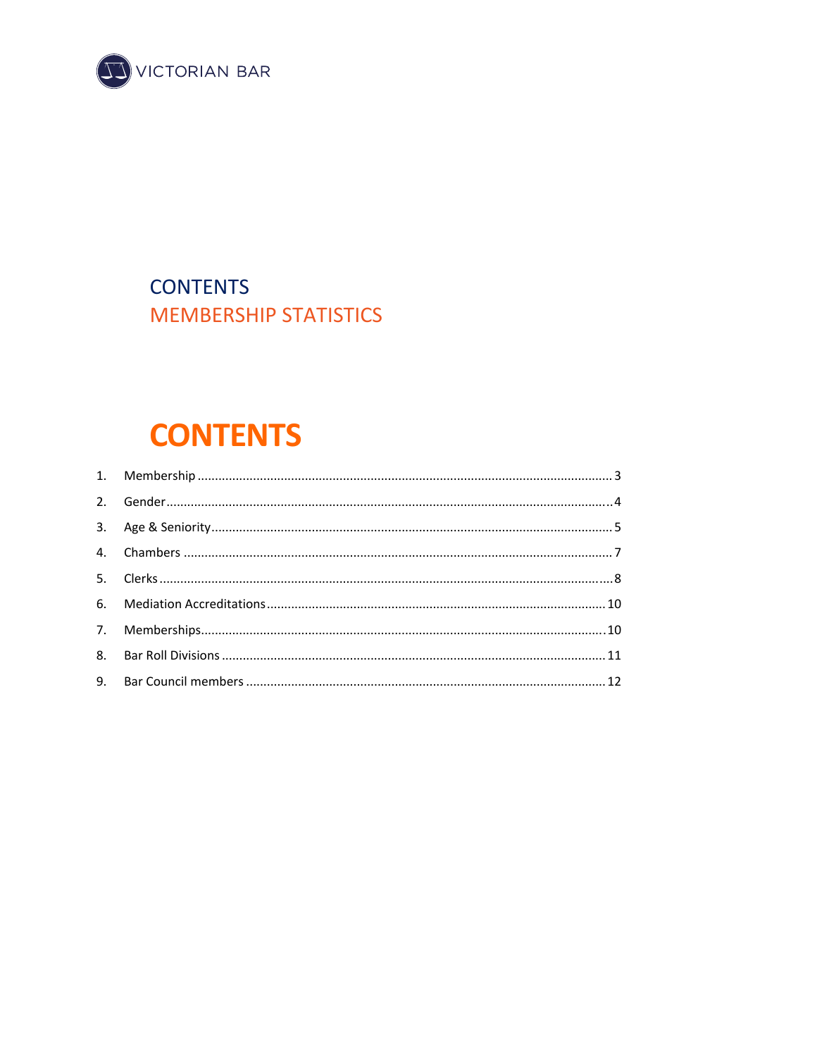VICTORIAN BAR

CONTENTS

MEMBERSHIP STATISTICS

# CONTENTS

1. Membership ........ 3
2. Gender ........ 4
3. Age & Seniority ........ 5
4. Chambers ........ 7
5. Clerks ........ 8
6. Mediation Accreditations ........ 10
7. Memberships ........ 10
8. Bar Roll Divisions ........ 11
9. Bar Council members ........ 12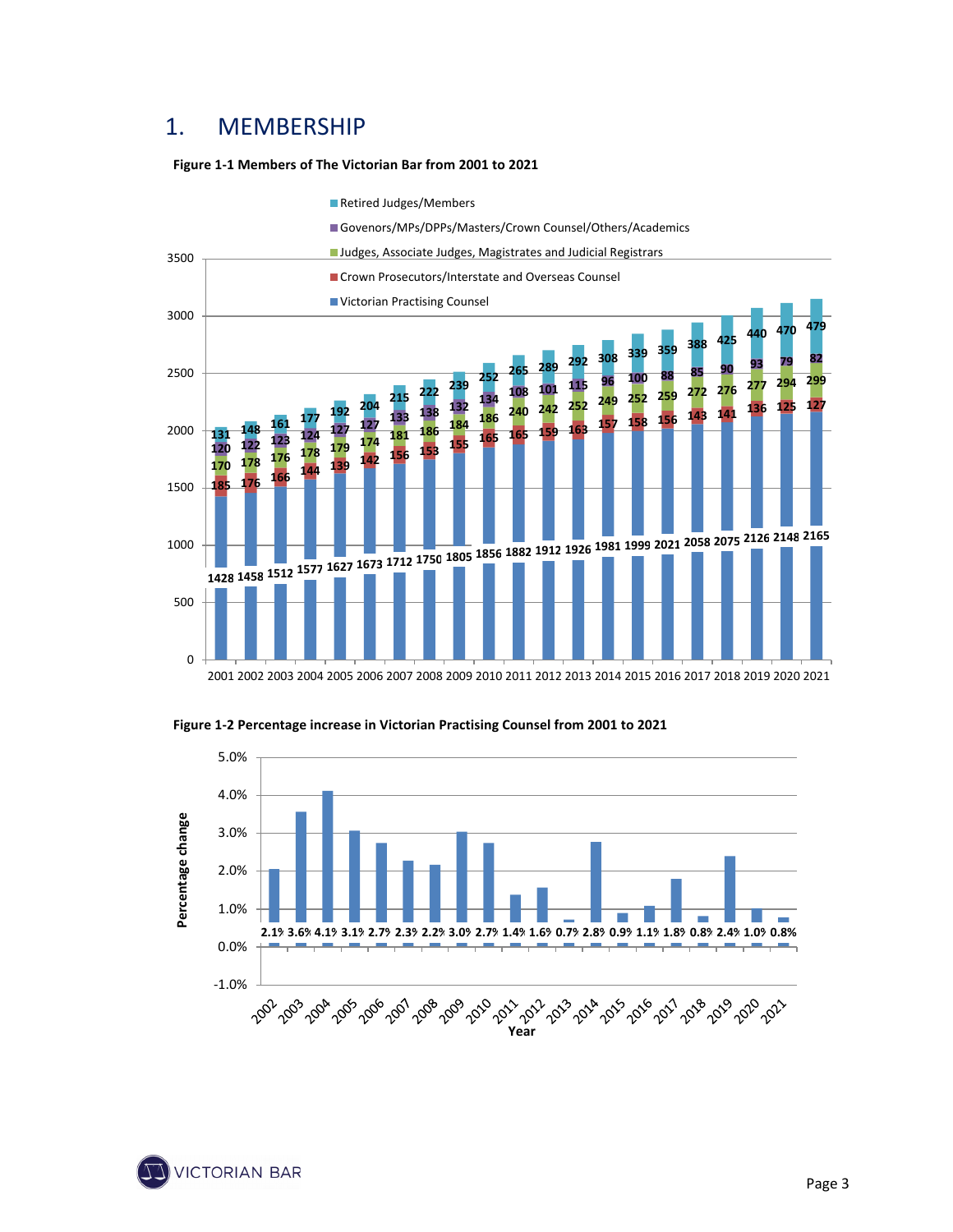# 1. MEMBERSHIP

**Figure 1-1 Members of The Victorian Bar from 2001 to 2021**

| Year | Victorian Practising Counsel | Crown Prosecutors/Interstate and Overseas Counsel | Judges, Associate Judges, Magistrates and Judicial Registrars | Govenors/MPs/DPPs/Masters/Crown Counsel/Others/Academics | Retired Judges/Members |
|---|---|---|---|---|---|
| 2001 | 1428 | 185 | 170 | 120 | 131 |
| 2002 | 1458 | 176 | 178 | 122 | 148 |
| 2003 | 1512 | 166 | 176 | 123 | 161 |
| 2004 | 1577 | 144 | 178 | 124 | 177 |
| 2005 | 1627 | 139 | 179 | 127 | 192 |
| 2006 | 1673 | 142 | 174 | 127 | 204 |
| 2007 | 1712 | 156 | 181 | 133 | 215 |
| 2008 | 1750 | 153 | 186 | 138 | 222 |
| 2009 | 1805 | 155 | 184 | 132 | 239 |
| 2010 | 1856 | 165 | 186 | 134 | 252 |
| 2011 | 1882 | 165 | 240 | 108 | 265 |
| 2012 | 1912 | 159 | 242 | 101 | 289 |
| 2013 | 1926 | 163 | 252 | 115 | 292 |
| 2014 | 1981 | 157 | 249 | 96 | 308 |
| 2015 | 1999 | 158 | 252 | 100 | 339 |
| 2016 | 2021 | 156 | 259 | 88 | 359 |
| 2017 | 2058 | 143 | 272 | 85 | 388 |
| 2018 | 2075 | 141 | 276 | 90 | 425 |
| 2019 | 2126 | 136 | 277 | 93 | 440 |
| 2020 | 2148 | 125 | 294 | 79 | 470 |
| 2021 | 2165 | 127 | 299 | 82 | 479 |

**Figure 1-2 Percentage increase in Victorian Practising Counsel from 2001 to 2021**

| Year | Percentage change |
|---|---|
| 2002 | 2.1% |
| 2003 | 3.6% |
| 2004 | 4.1% |
| 2005 | 3.1% |
| 2006 | 2.7% |
| 2007 | 2.3% |
| 2008 | 2.2% |
| 2009 | 3.0% |
| 2010 | 2.7% |
| 2011 | 1.4% |
| 2012 | 1.6% |
| 2013 | 0.7% |
| 2014 | 2.8% |
| 2015 | 0.9% |
| 2016 | 1.1% |
| 2017 | 1.8% |
| 2018 | 0.8% |
| 2019 | 2.4% |
| 2020 | 1.0% |
| 2021 | 0.8% |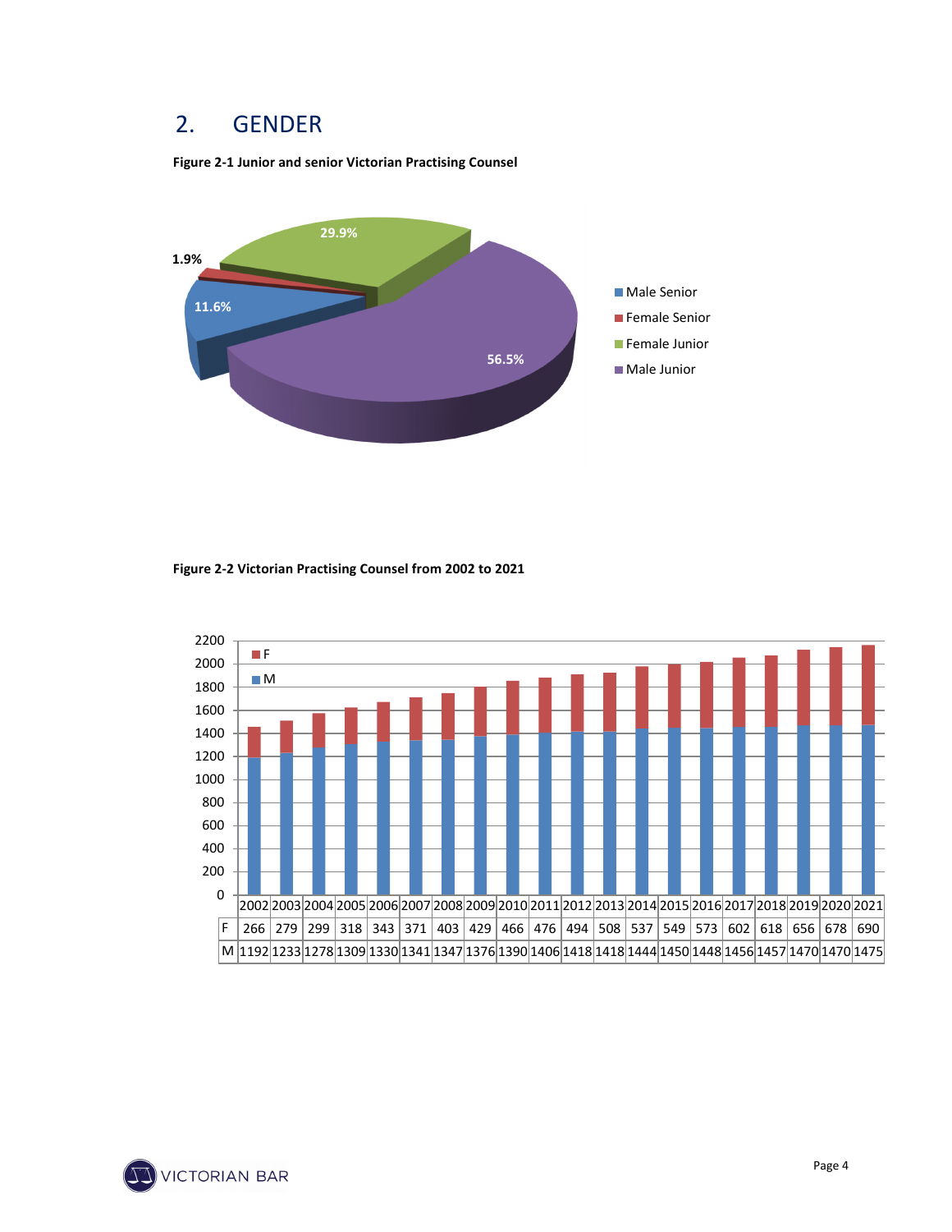## 2. GENDER

**Figure 2-1 Junior and senior Victorian Practising Counsel**

| Category | Percentage |
|---|---|
| Male Senior | 11.6% |
| Female Senior | 1.9% |
| Female Junior | 29.9% |
| Male Junior | 56.5% |

**Figure 2-2 Victorian Practising Counsel from 2002 to 2021**

| | 2002 | 2003 | 2004 | 2005 | 2006 | 2007 | 2008 | 2009 | 2010 | 2011 | 2012 | 2013 | 2014 | 2015 | 2016 | 2017 | 2018 | 2019 | 2020 | 2021 |
|---|---|---|---|---|---|---|---|---|---|---|---|---|---|---|---|---|---|---|---|---|
| F | 266 | 279 | 299 | 318 | 343 | 371 | 403 | 429 | 466 | 476 | 494 | 508 | 537 | 549 | 573 | 602 | 618 | 656 | 678 | 690 |
| M | 1192 | 1233 | 1278 | 1309 | 1330 | 1341 | 1347 | 1376 | 1390 | 1406 | 1418 | 1418 | 1444 | 1450 | 1448 | 1456 | 1457 | 1470 | 1470 | 1475 |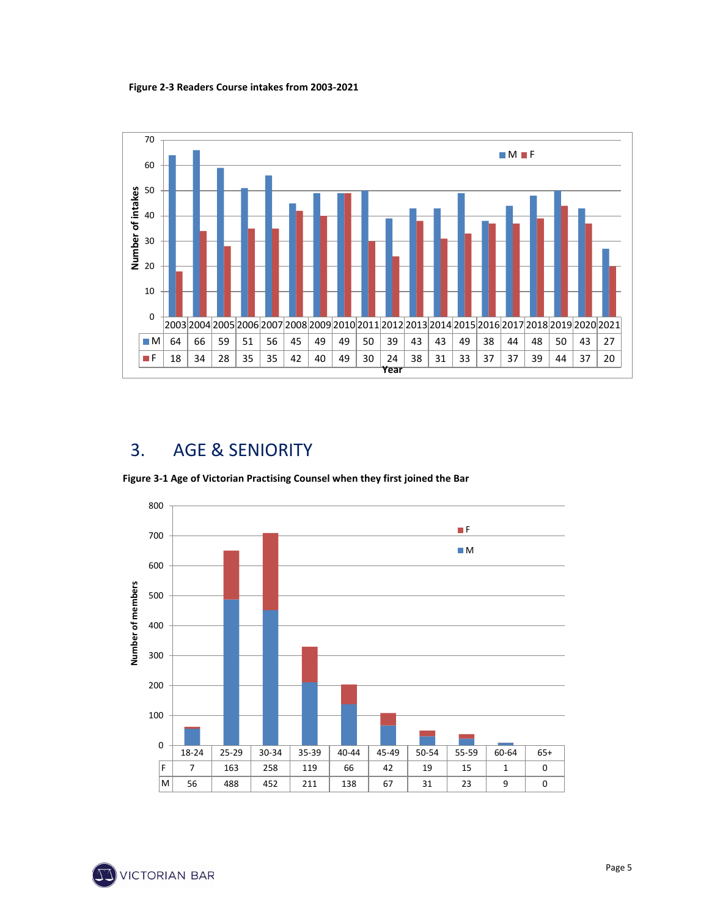**Figure 2-3 Readers Course intakes from 2003-2021**

| | 2003 | 2004 | 2005 | 2006 | 2007 | 2008 | 2009 | 2010 | 2011 | 2012 | 2013 | 2014 | 2015 | 2016 | 2017 | 2018 | 2019 | 2020 | 2021 |
|---|---|---|---|---|---|---|---|---|---|---|---|---|---|---|---|---|---|---|---|
| M | 64 | 66 | 59 | 51 | 56 | 45 | 49 | 49 | 50 | 39 | 43 | 43 | 49 | 38 | 44 | 48 | 50 | 43 | 27 |
| F | 18 | 34 | 28 | 35 | 35 | 42 | 40 | 49 | 30 | 24 | 38 | 31 | 33 | 37 | 37 | 39 | 44 | 37 | 20 |

# 3. AGE & SENIORITY

**Figure 3-1 Age of Victorian Practising Counsel when they first joined the Bar**

| | 18-24 | 25-29 | 30-34 | 35-39 | 40-44 | 45-49 | 50-54 | 55-59 | 60-64 | 65+ |
|---|---|---|---|---|---|---|---|---|---|---|
| F | 7 | 163 | 258 | 119 | 66 | 42 | 19 | 15 | 1 | 0 |
| M | 56 | 488 | 452 | 211 | 138 | 67 | 31 | 23 | 9 | 0 |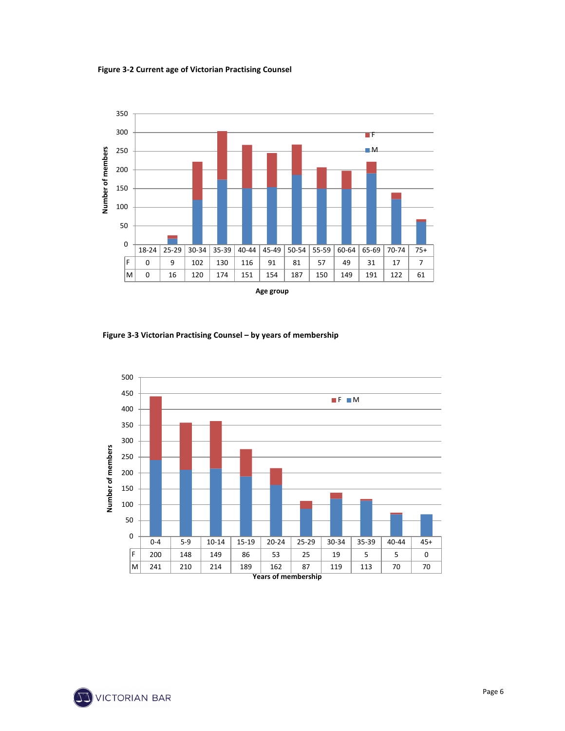**Figure 3-2 Current age of Victorian Practising Counsel**

| | 18-24 | 25-29 | 30-34 | 35-39 | 40-44 | 45-49 | 50-54 | 55-59 | 60-64 | 65-69 | 70-74 | 75+ |
|---|---|---|---|---|---|---|---|---|---|---|---|---|
| F | 0 | 9 | 102 | 130 | 116 | 91 | 81 | 57 | 49 | 31 | 17 | 7 |
| M | 0 | 16 | 120 | 174 | 151 | 154 | 187 | 150 | 149 | 191 | 122 | 61 |

Age group

**Figure 3-3 Victorian Practising Counsel – by years of membership**

| | 0-4 | 5-9 | 10-14 | 15-19 | 20-24 | 25-29 | 30-34 | 35-39 | 40-44 | 45+ |
|---|---|---|---|---|---|---|---|---|---|---|
| F | 200 | 148 | 149 | 86 | 53 | 25 | 19 | 5 | 5 | 0 |
| M | 241 | 210 | 214 | 189 | 162 | 87 | 119 | 113 | 70 | 70 |

Years of membership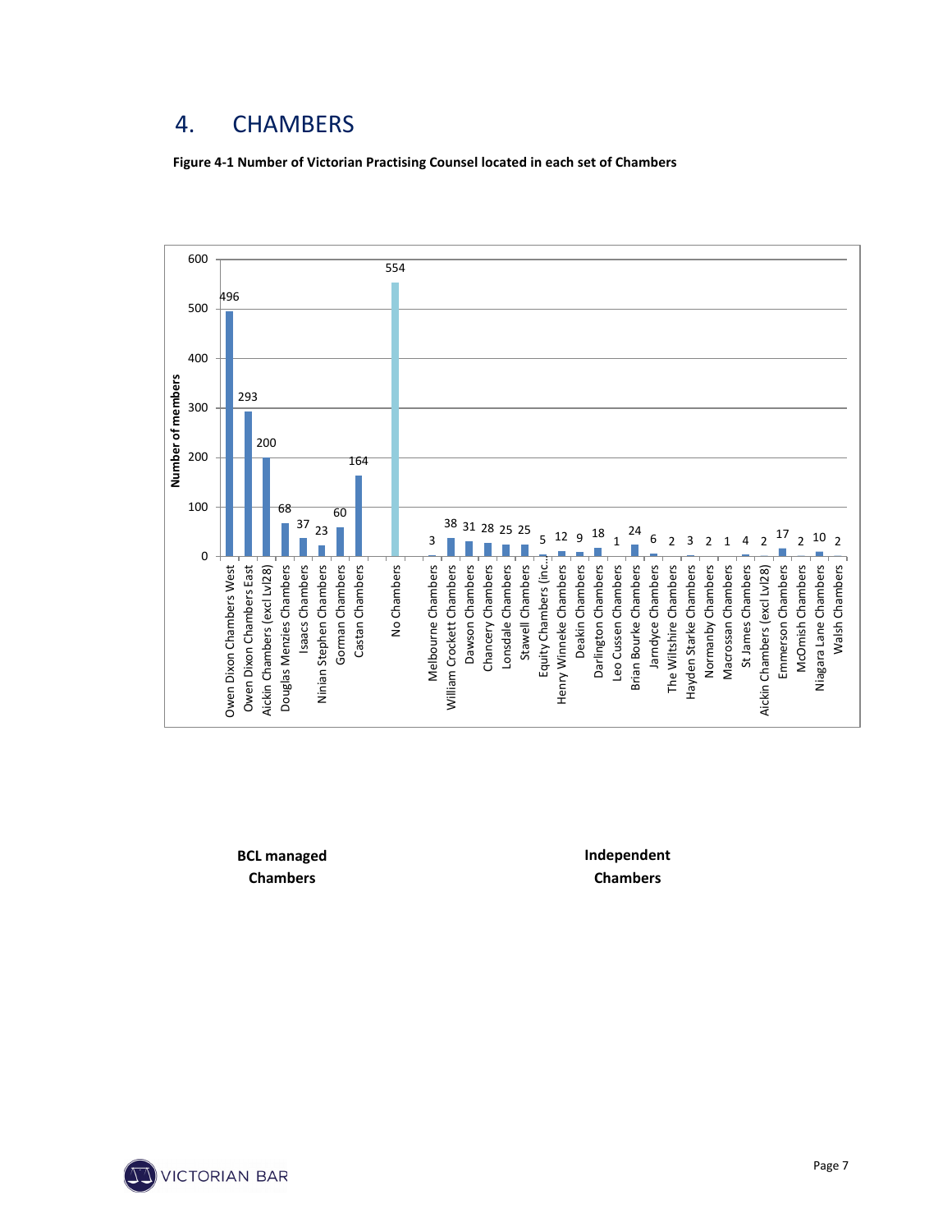# 4. CHAMBERS

**Figure 4-1 Number of Victorian Practising Counsel located in each set of Chambers**

| Chambers | Number of members |
|---|---|
| Owen Dixon Chambers West | 496 |
| Owen Dixon Chambers East | 293 |
| Aickin Chambers (excl Lvl28) | 200 |
| Douglas Menzies Chambers | 68 |
| Isaacs Chambers | 37 |
| Ninian Stephen Chambers | 23 |
| Gorman Chambers | 60 |
| Castan Chambers | 164 |
| No Chambers | 554 |
| Melbourne Chambers | 3 |
| William Crockett Chambers | 38 |
| Dawson Chambers | 31 |
| Chancery Chambers | 28 |
| Lonsdale Chambers | 25 |
| Stawell Chambers | 25 |
| Equity Chambers (inc... | 5 |
| Henry Winneke Chambers | 12 |
| Deakin Chambers | 9 |
| Darlington Chambers | 18 |
| Leo Cussen Chambers | 1 |
| Brian Bourke Chambers | 24 |
| Jarndyce Chambers | 6 |
| The Wiltshire Chambers | 2 |
| Hayden Starke Chambers | 3 |
| Normanby Chambers | 2 |
| Macrossan Chambers | 1 |
| St James Chambers | 4 |
| Aickin Chambers (excl Lvl28) | 2 |
| Emmerson Chambers | 17 |
| McOmish Chambers | 2 |
| Niagara Lane Chambers | 10 |
| Walsh Chambers | 2 |

**BCL managed Chambers**

**Independent Chambers**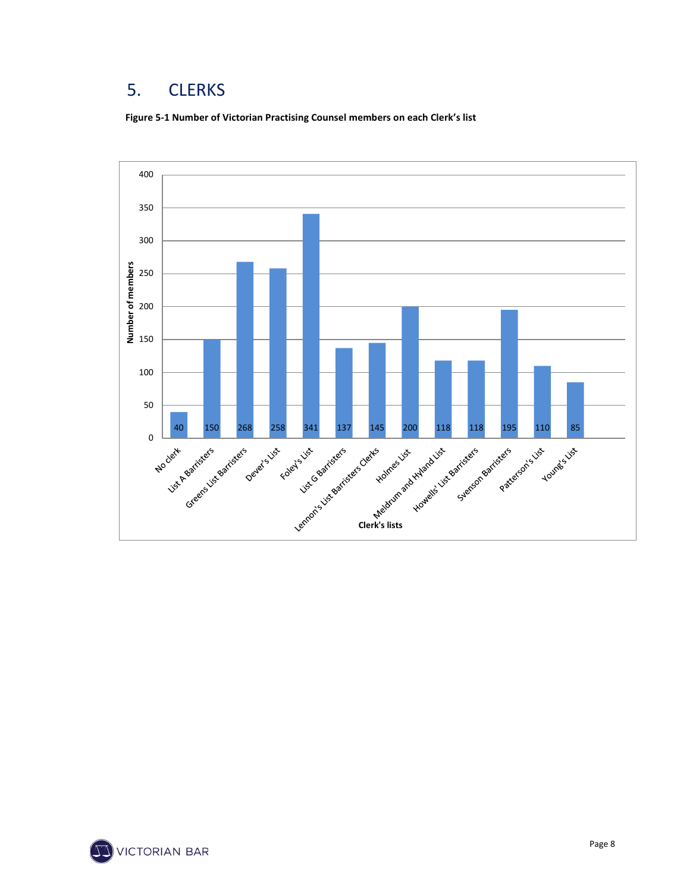## 5. CLERKS

**Figure 5-1 Number of Victorian Practising Counsel members on each Clerk's list**

| Clerk's lists | Number of members |
|---|---|
| No clerk | 40 |
| List A Barristers | 150 |
| Greens List Barristers | 268 |
| Dever's List | 258 |
| Foley's List | 341 |
| List G Barristers | 137 |
| Lennon's List Barristers Clerks | 145 |
| Holmes List | 200 |
| Meldrum and Hyland List | 118 |
| Howells' List Barristers | 118 |
| Svenson Barristers | 195 |
| Patterson's List | 110 |
| Young's List | 85 |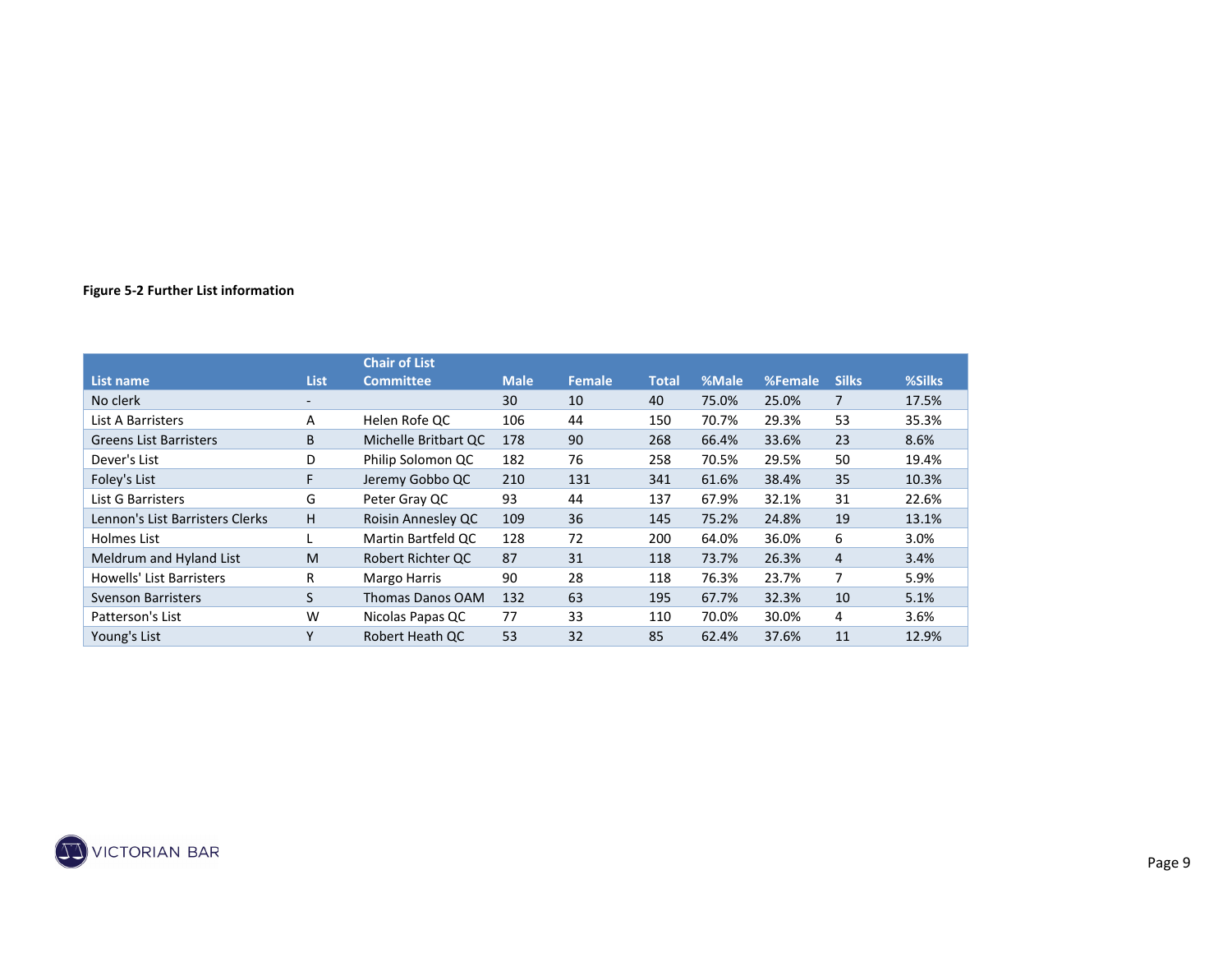**Figure 5-2 Further List information**

| List name | List | Chair of List Committee | Male | Female | Total | %Male | %Female | Silks | %Silks |
|---|---|---|---|---|---|---|---|---|---|
| No clerk | - | | 30 | 10 | 40 | 75.0% | 25.0% | 7 | 17.5% |
| List A Barristers | A | Helen Rofe QC | 106 | 44 | 150 | 70.7% | 29.3% | 53 | 35.3% |
| Greens List Barristers | B | Michelle Britbart QC | 178 | 90 | 268 | 66.4% | 33.6% | 23 | 8.6% |
| Dever's List | D | Philip Solomon QC | 182 | 76 | 258 | 70.5% | 29.5% | 50 | 19.4% |
| Foley's List | F | Jeremy Gobbo QC | 210 | 131 | 341 | 61.6% | 38.4% | 35 | 10.3% |
| List G Barristers | G | Peter Gray QC | 93 | 44 | 137 | 67.9% | 32.1% | 31 | 22.6% |
| Lennon's List Barristers Clerks | H | Roisin Annesley QC | 109 | 36 | 145 | 75.2% | 24.8% | 19 | 13.1% |
| Holmes List | L | Martin Bartfeld QC | 128 | 72 | 200 | 64.0% | 36.0% | 6 | 3.0% |
| Meldrum and Hyland List | M | Robert Richter QC | 87 | 31 | 118 | 73.7% | 26.3% | 4 | 3.4% |
| Howells' List Barristers | R | Margo Harris | 90 | 28 | 118 | 76.3% | 23.7% | 7 | 5.9% |
| Svenson Barristers | S | Thomas Danos OAM | 132 | 63 | 195 | 67.7% | 32.3% | 10 | 5.1% |
| Patterson's List | W | Nicolas Papas QC | 77 | 33 | 110 | 70.0% | 30.0% | 4 | 3.6% |
| Young's List | Y | Robert Heath QC | 53 | 32 | 85 | 62.4% | 37.6% | 11 | 12.9% |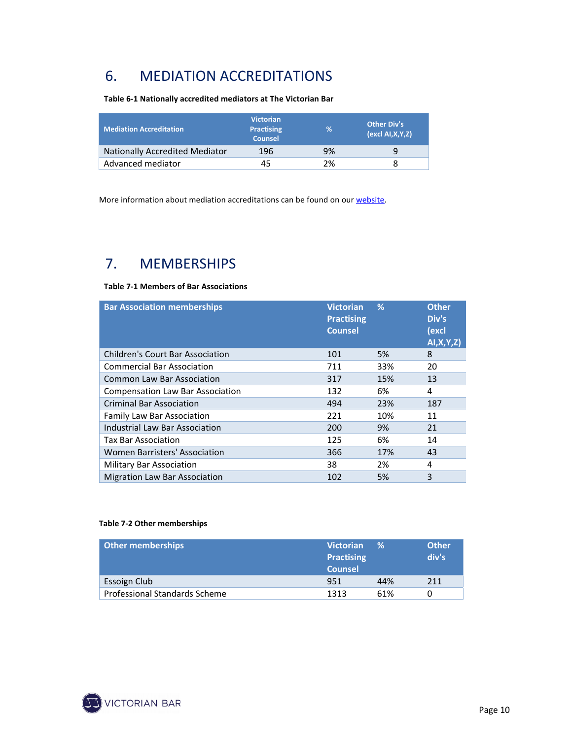## 6. MEDIATION ACCREDITATIONS

**Table 6-1 Nationally accredited mediators at The Victorian Bar**

| Mediation Accreditation | Victorian Practising Counsel | % | Other Div's (excl AI,X,Y,Z) |
|---|---|---|---|
| Nationally Accredited Mediator | 196 | 9% | 9 |
| Advanced mediator | 45 | 2% | 8 |

More information about mediation accreditations can be found on our website.

## 7. MEMBERSHIPS

**Table 7-1 Members of Bar Associations**

| Bar Association memberships | Victorian Practising Counsel | % | Other Div's (excl AI,X,Y,Z) |
|---|---|---|---|
| Children's Court Bar Association | 101 | 5% | 8 |
| Commercial Bar Association | 711 | 33% | 20 |
| Common Law Bar Association | 317 | 15% | 13 |
| Compensation Law Bar Association | 132 | 6% | 4 |
| Criminal Bar Association | 494 | 23% | 187 |
| Family Law Bar Association | 221 | 10% | 11 |
| Industrial Law Bar Association | 200 | 9% | 21 |
| Tax Bar Association | 125 | 6% | 14 |
| Women Barristers' Association | 366 | 17% | 43 |
| Military Bar Association | 38 | 2% | 4 |
| Migration Law Bar Association | 102 | 5% | 3 |

**Table 7-2 Other memberships**

| Other memberships | Victorian Practising Counsel | % | Other div's |
|---|---|---|---|
| Essoign Club | 951 | 44% | 211 |
| Professional Standards Scheme | 1313 | 61% | 0 |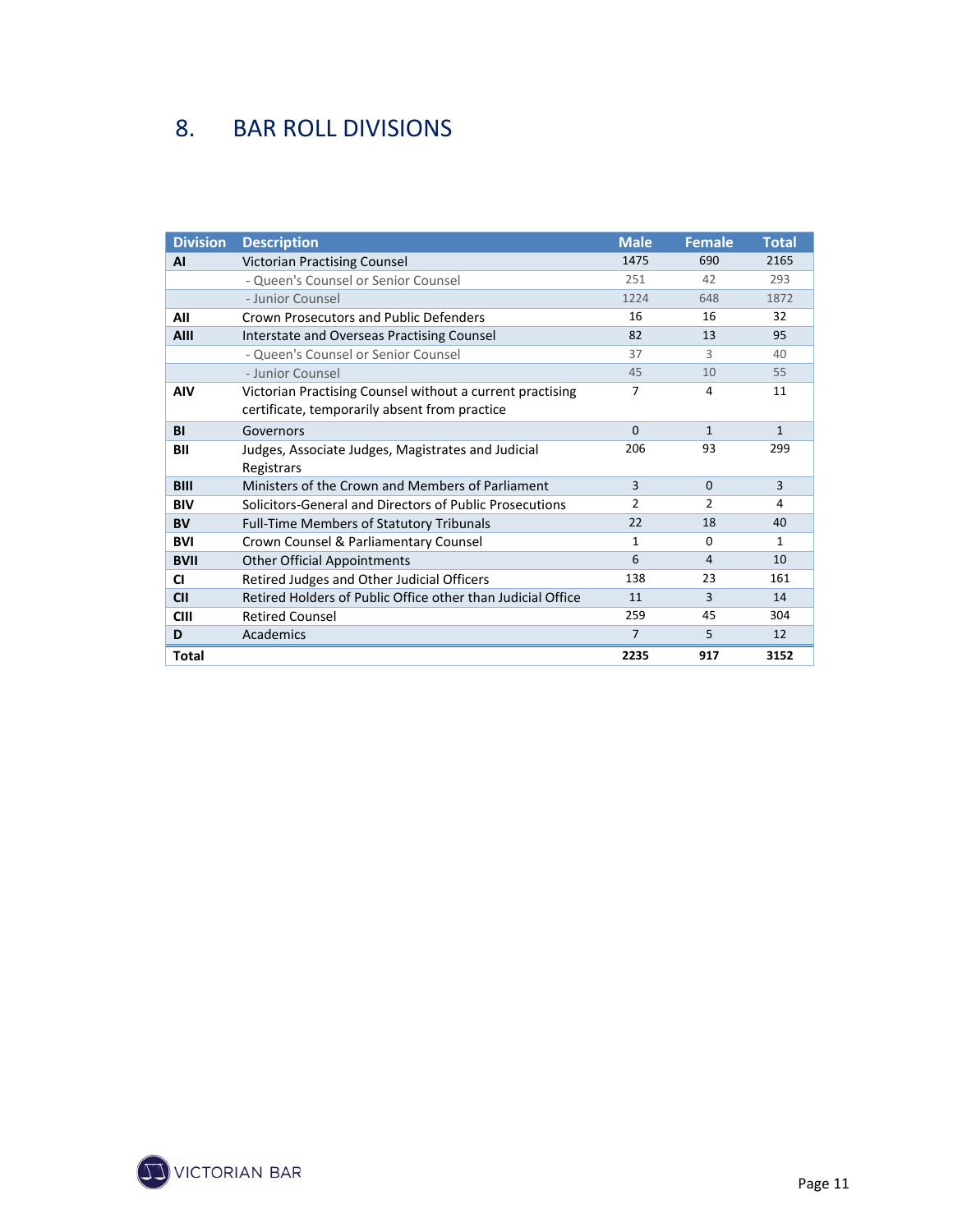# 8. BAR ROLL DIVISIONS

| Division | Description | Male | Female | Total |
|---|---|---|---|---|
| **AI** | Victorian Practising Counsel | 1475 | 690 | 2165 |
| | - Queen's Counsel or Senior Counsel | 251 | 42 | 293 |
| | - Junior Counsel | 1224 | 648 | 1872 |
| **AII** | Crown Prosecutors and Public Defenders | 16 | 16 | 32 |
| **AIII** | Interstate and Overseas Practising Counsel | 82 | 13 | 95 |
| | - Queen's Counsel or Senior Counsel | 37 | 3 | 40 |
| | - Junior Counsel | 45 | 10 | 55 |
| **AIV** | Victorian Practising Counsel without a current practising certificate, temporarily absent from practice | 7 | 4 | 11 |
| **BI** | Governors | 0 | 1 | 1 |
| **BII** | Judges, Associate Judges, Magistrates and Judicial Registrars | 206 | 93 | 299 |
| **BIII** | Ministers of the Crown and Members of Parliament | 3 | 0 | 3 |
| **BIV** | Solicitors-General and Directors of Public Prosecutions | 2 | 2 | 4 |
| **BV** | Full-Time Members of Statutory Tribunals | 22 | 18 | 40 |
| **BVI** | Crown Counsel & Parliamentary Counsel | 1 | 0 | 1 |
| **BVII** | Other Official Appointments | 6 | 4 | 10 |
| **CI** | Retired Judges and Other Judicial Officers | 138 | 23 | 161 |
| **CII** | Retired Holders of Public Office other than Judicial Office | 11 | 3 | 14 |
| **CIII** | Retired Counsel | 259 | 45 | 304 |
| **D** | Academics | 7 | 5 | 12 |
| **Total** | | **2235** | **917** | **3152** |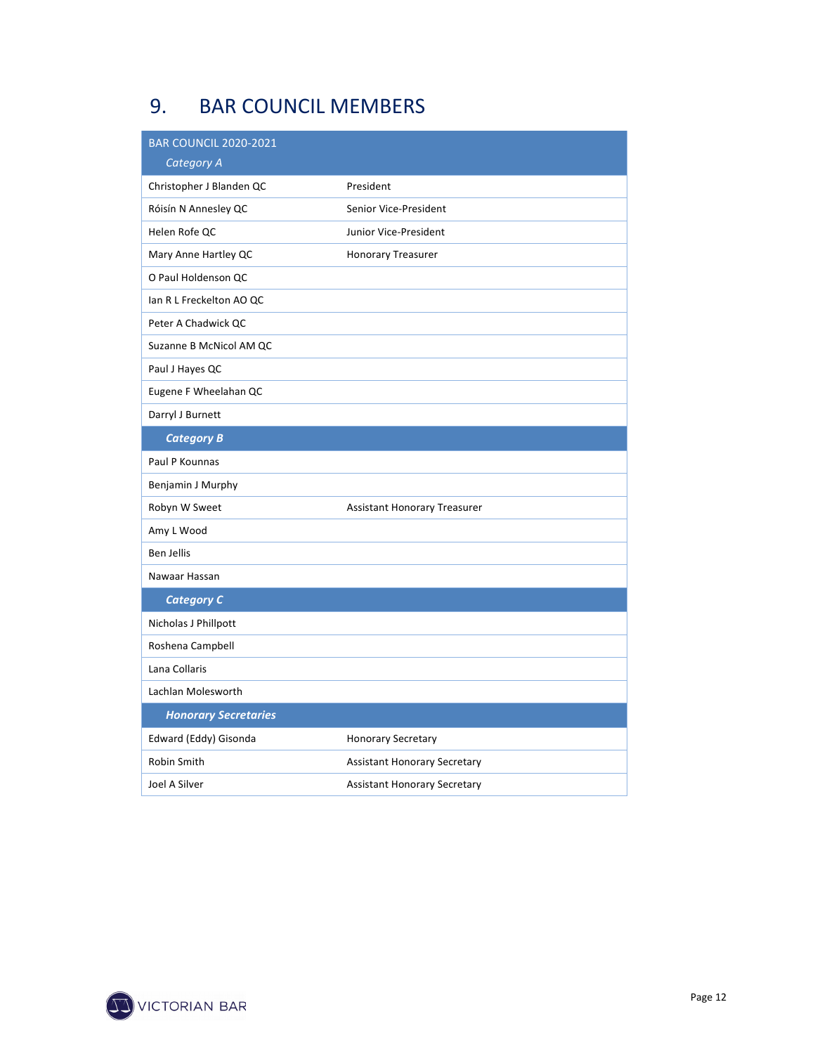# 9. BAR COUNCIL MEMBERS

| BAR COUNCIL 2020-2021 | |
|---|---|
| *Category A* | |
| Christopher J Blanden QC | President |
| Róisín N Annesley QC | Senior Vice-President |
| Helen Rofe QC | Junior Vice-President |
| Mary Anne Hartley QC | Honorary Treasurer |
| O Paul Holdenson QC | |
| Ian R L Freckelton AO QC | |
| Peter A Chadwick QC | |
| Suzanne B McNicol AM QC | |
| Paul J Hayes QC | |
| Eugene F Wheelahan QC | |
| Darryl J Burnett | |
| ***Category B*** | |
| Paul P Kounnas | |
| Benjamin J Murphy | |
| Robyn W Sweet | Assistant Honorary Treasurer |
| Amy L Wood | |
| Ben Jellis | |
| Nawaar Hassan | |
| ***Category C*** | |
| Nicholas J Phillpott | |
| Roshena Campbell | |
| Lana Collaris | |
| Lachlan Molesworth | |
| ***Honorary Secretaries*** | |
| Edward (Eddy) Gisonda | Honorary Secretary |
| Robin Smith | Assistant Honorary Secretary |
| Joel A Silver | Assistant Honorary Secretary |